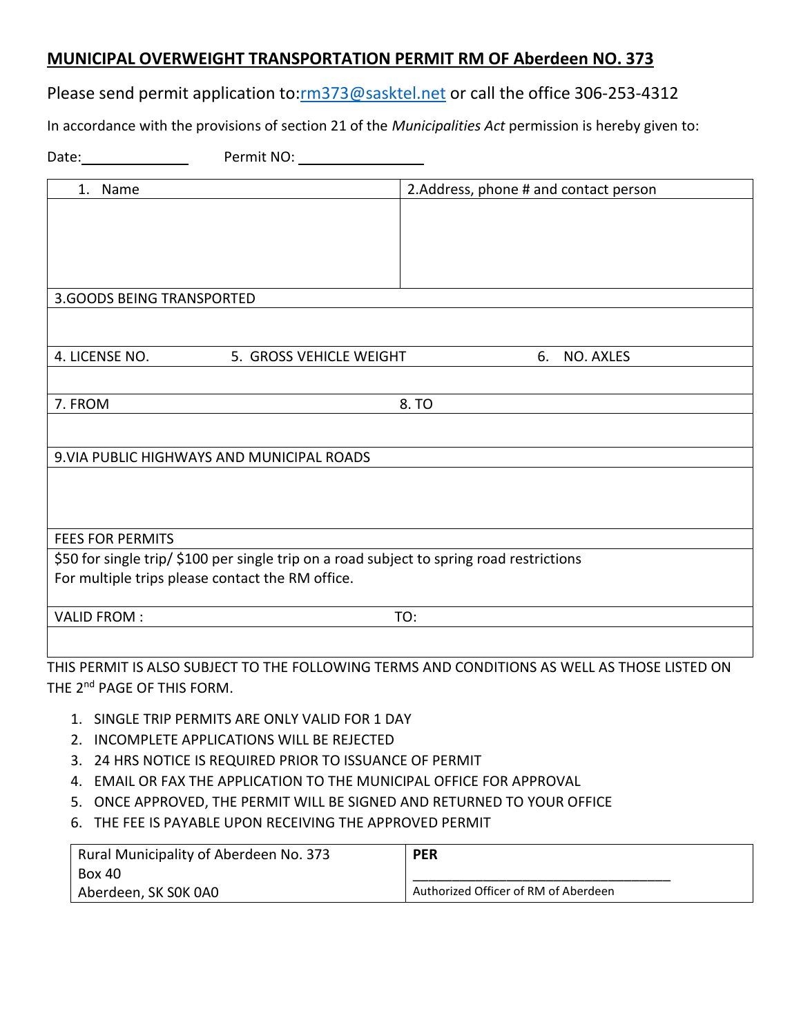# MUNICIPAL OVERWEIGHT TRANSPORTATION PERMIT RM OF Aberdeen NO. 373

Please send permit application to: rm373@sasktel.net or call the office 306-253-4312

In accordance with the provisions of section 21 of the *Municipalities Act* permission is hereby given to:

Date: ______________ Permit NO: ________________

| 1. Name | 2.Address, phone # and contact person |
|---|---|
| | |

| 3.GOODS BEING TRANSPORTED | | |
|---|---|---|
| | | |
| 4. LICENSE NO. | 5. GROSS VEHICLE WEIGHT | 6. NO. AXLES |
| | | |

| 7. FROM | 8. TO |
|---|---|
| | |

| 9.VIA PUBLIC HIGHWAYS AND MUNICIPAL ROADS |
|---|
| |

| FEES FOR PERMITS |
|---|
| $50 for single trip/ $100 per single trip on a road subject to spring road restrictions<br>For multiple trips please contact the RM office. |

| VALID FROM : | TO: |
|---|---|
| | |

THIS PERMIT IS ALSO SUBJECT TO THE FOLLOWING TERMS AND CONDITIONS AS WELL AS THOSE LISTED ON THE 2nd PAGE OF THIS FORM.

1. SINGLE TRIP PERMITS ARE ONLY VALID FOR 1 DAY
2. INCOMPLETE APPLICATIONS WILL BE REJECTED
3. 24 HRS NOTICE IS REQUIRED PRIOR TO ISSUANCE OF PERMIT
4. EMAIL OR FAX THE APPLICATION TO THE MUNICIPAL OFFICE FOR APPROVAL
5. ONCE APPROVED, THE PERMIT WILL BE SIGNED AND RETURNED TO YOUR OFFICE
6. THE FEE IS PAYABLE UPON RECEIVING THE APPROVED PERMIT

| | |
|---|---|
| Rural Municipality of Aberdeen No. 373<br>Box 40<br>Aberdeen, SK S0K 0A0 | **PER**<br>\_\_\_\_\_\_\_\_\_\_\_\_\_\_\_\_\_\_\_\_\_\_\_\_\_\_\_\_\_\_\_\_<br>Authorized Officer of RM of Aberdeen |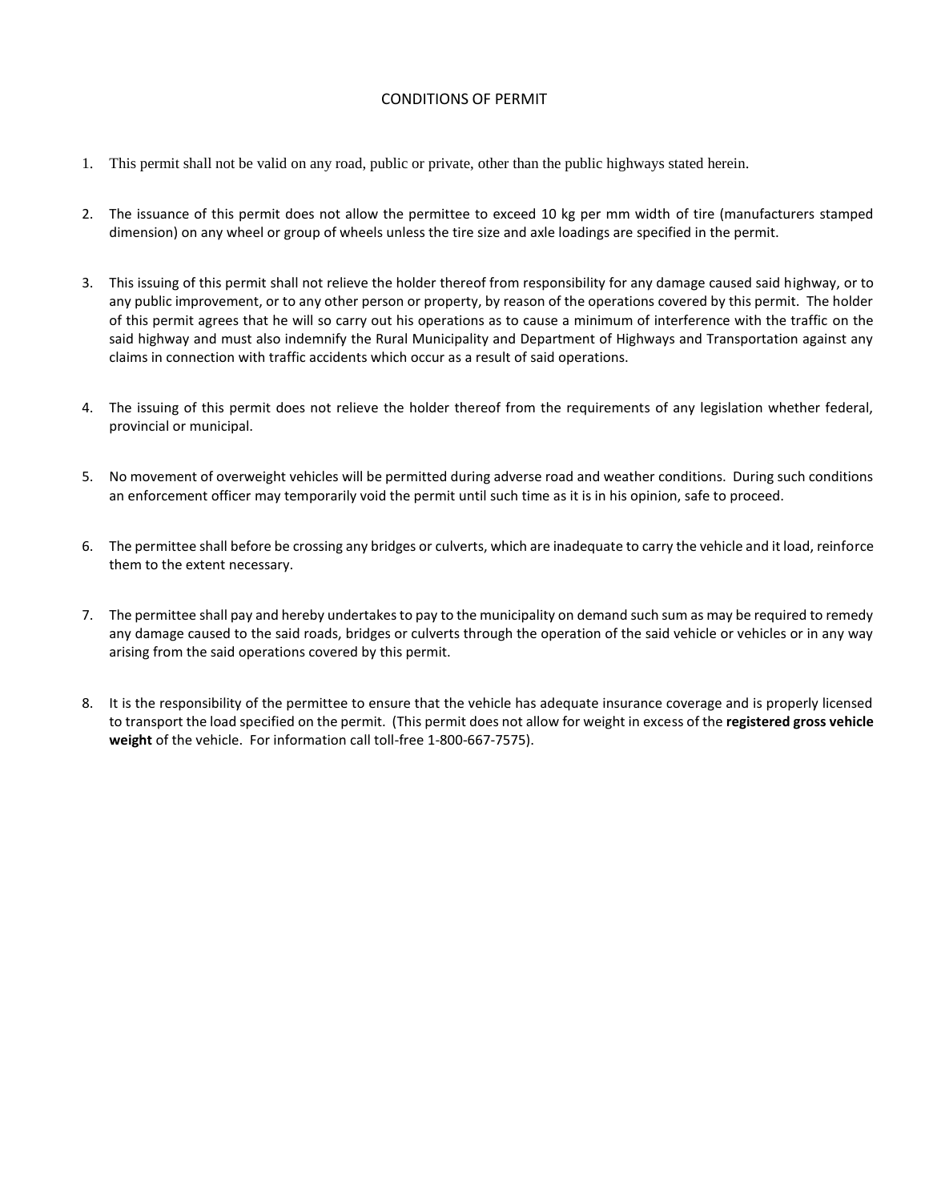# CONDITIONS OF PERMIT

1. This permit shall not be valid on any road, public or private, other than the public highways stated herein.

2. The issuance of this permit does not allow the permittee to exceed 10 kg per mm width of tire (manufacturers stamped dimension) on any wheel or group of wheels unless the tire size and axle loadings are specified in the permit.

3. This issuing of this permit shall not relieve the holder thereof from responsibility for any damage caused said highway, or to any public improvement, or to any other person or property, by reason of the operations covered by this permit. The holder of this permit agrees that he will so carry out his operations as to cause a minimum of interference with the traffic on the said highway and must also indemnify the Rural Municipality and Department of Highways and Transportation against any claims in connection with traffic accidents which occur as a result of said operations.

4. The issuing of this permit does not relieve the holder thereof from the requirements of any legislation whether federal, provincial or municipal.

5. No movement of overweight vehicles will be permitted during adverse road and weather conditions. During such conditions an enforcement officer may temporarily void the permit until such time as it is in his opinion, safe to proceed.

6. The permittee shall before be crossing any bridges or culverts, which are inadequate to carry the vehicle and it load, reinforce them to the extent necessary.

7. The permittee shall pay and hereby undertakes to pay to the municipality on demand such sum as may be required to remedy any damage caused to the said roads, bridges or culverts through the operation of the said vehicle or vehicles or in any way arising from the said operations covered by this permit.

8. It is the responsibility of the permittee to ensure that the vehicle has adequate insurance coverage and is properly licensed to transport the load specified on the permit. (This permit does not allow for weight in excess of the **registered gross vehicle weight** of the vehicle. For information call toll-free 1-800-667-7575).